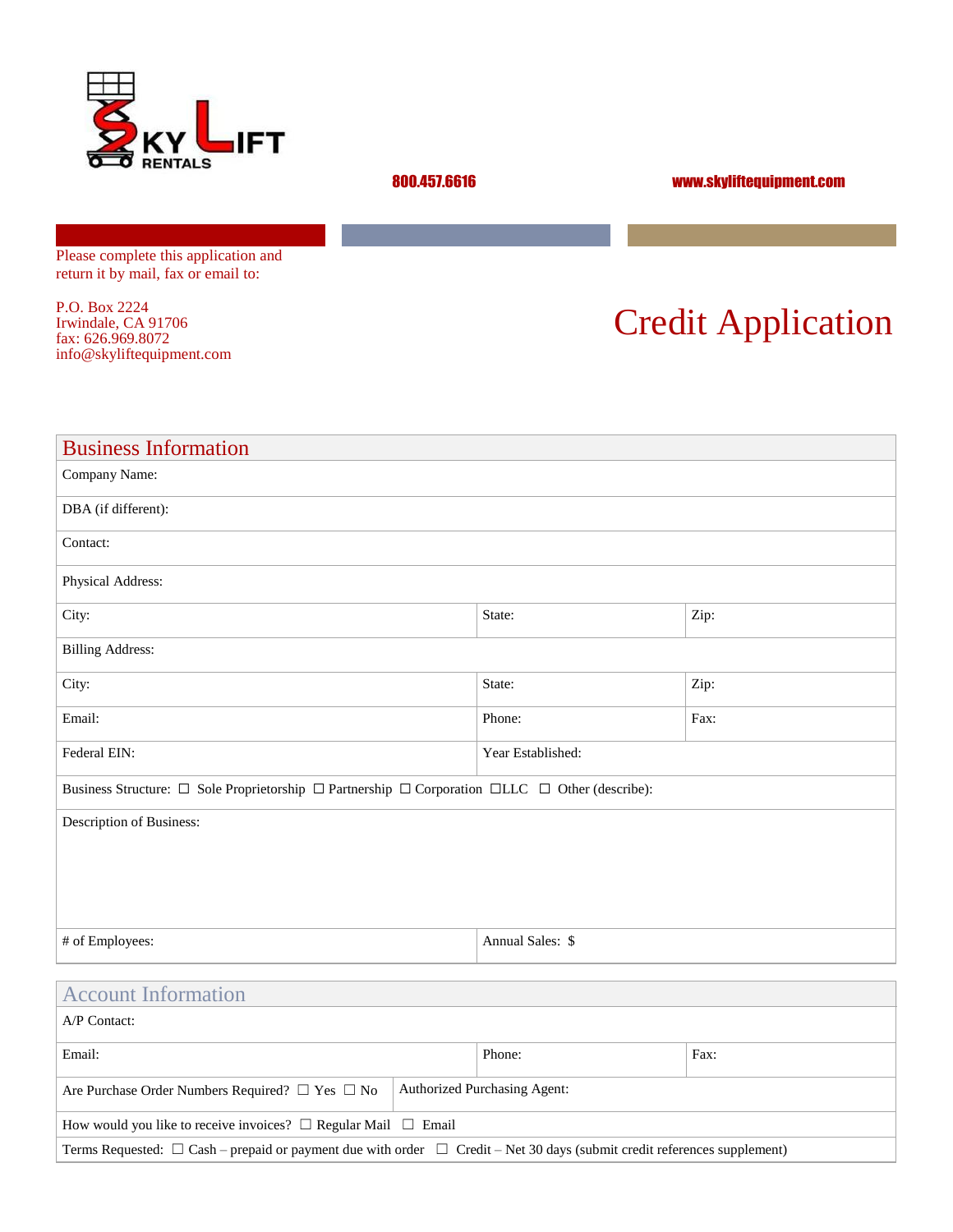SKY LIFT RENTALS

800.457.6616

www.skyliftequipment.com

Please complete this application and return it by mail, fax or email to:

P.O. Box 2224
Irwindale, CA 91706
fax: 626.969.8072
info@skyliftequipment.com

# Credit Application

## Business Information

| | | |
|---|---|---|
| Company Name: | | |
| DBA (if different): | | |
| Contact: | | |
| Physical Address: | | |
| City: | State: | Zip: |
| Billing Address: | | |
| City: | State: | Zip: |
| Email: | Phone: | Fax: |
| Federal EIN: | Year Established: | |
| Business Structure: ☐ Sole Proprietorship ☐ Partnership ☐ Corporation ☐LLC ☐ Other (describe): | | |
| Description of Business: | | |
| # of Employees: | Annual Sales: $ | |

## Account Information

| | | |
|---|---|---|
| A/P Contact: | | |
| Email: | Phone: | Fax: |
| Are Purchase Order Numbers Required? ☐ Yes ☐ No | Authorized Purchasing Agent: | |
| How would you like to receive invoices? ☐ Regular Mail ☐ Email | | |
| Terms Requested: ☐ Cash – prepaid or payment due with order ☐ Credit – Net 30 days (submit credit references supplement) | | |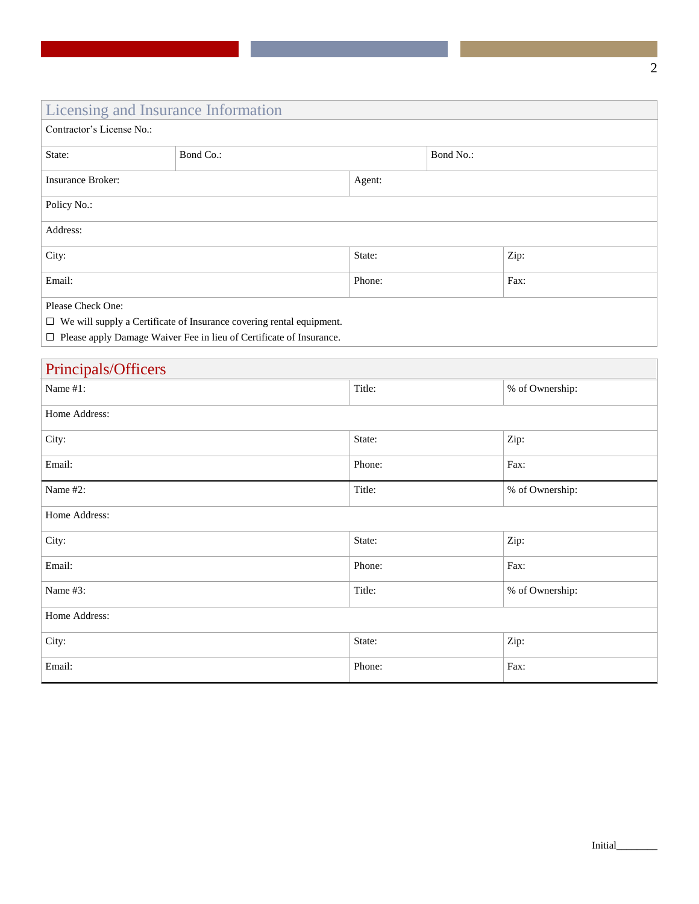## Licensing and Insurance Information

| Contractor's License No.: | | |
|---|---|---|
| State: | Bond Co.: | Bond No.: |
| Insurance Broker: | Agent: | |
| Policy No.: | | |
| Address: | | |
| City: | State: | Zip: |
| Email: | Phone: | Fax: |

Please Check One:

☐ We will supply a Certificate of Insurance covering rental equipment.

☐ Please apply Damage Waiver Fee in lieu of Certificate of Insurance.

## Principals/Officers

| Name #1: | Title: | % of Ownership: |
|---|---|---|
| Home Address: | | |
| City: | State: | Zip: |
| Email: | Phone: | Fax: |
| Name #2: | Title: | % of Ownership: |
| Home Address: | | |
| City: | State: | Zip: |
| Email: | Phone: | Fax: |
| Name #3: | Title: | % of Ownership: |
| Home Address: | | |
| City: | State: | Zip: |
| Email: | Phone: | Fax: |

Initial________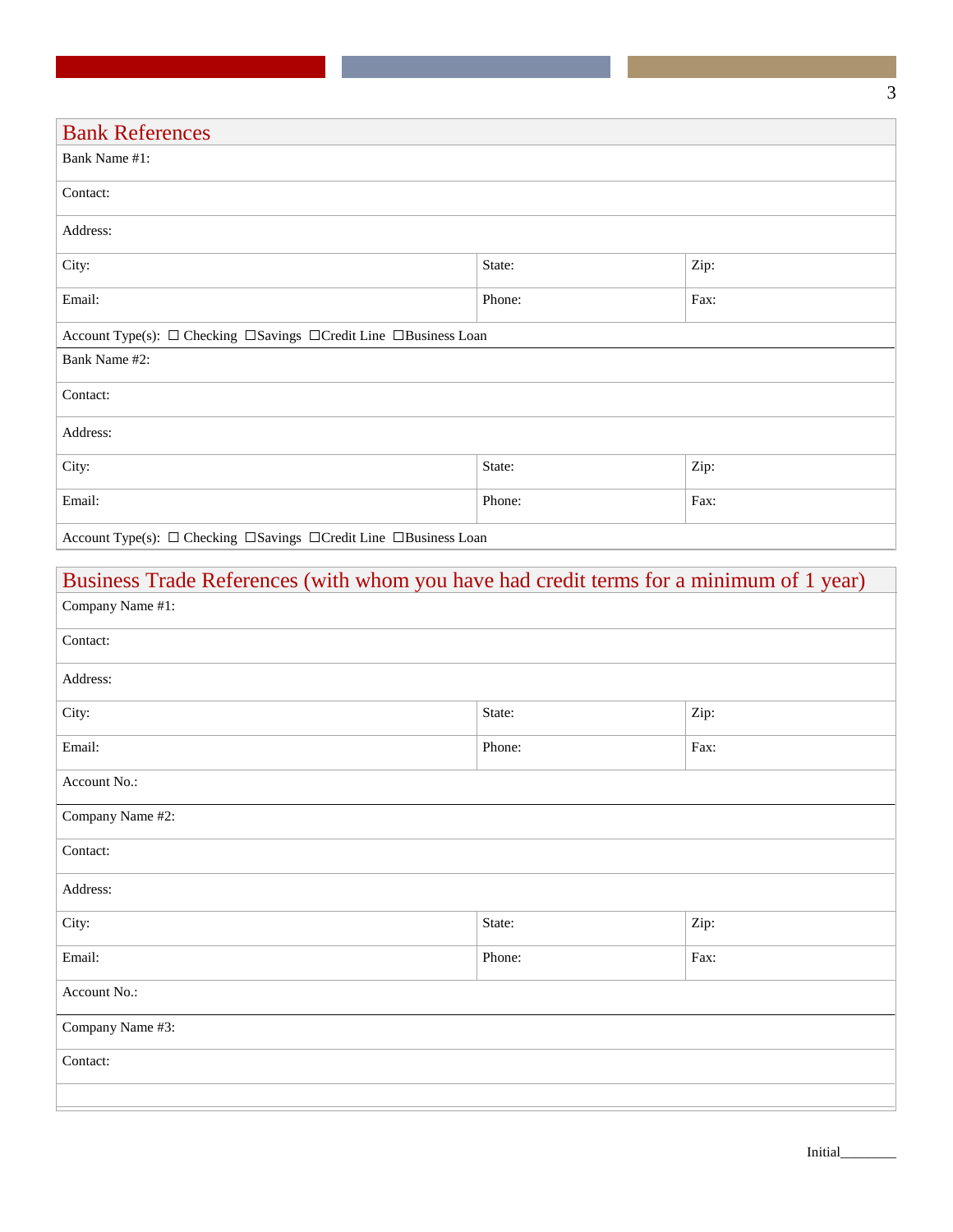## Bank References

| | | |
|---|---|---|
| Bank Name #1: | | |
| Contact: | | |
| Address: | | |
| City: | State: | Zip: |
| Email: | Phone: | Fax: |
| Account Type(s): ☐ Checking ☐Savings ☐Credit Line ☐Business Loan | | |
| Bank Name #2: | | |
| Contact: | | |
| Address: | | |
| City: | State: | Zip: |
| Email: | Phone: | Fax: |
| Account Type(s): ☐ Checking ☐Savings ☐Credit Line ☐Business Loan | | |

## Business Trade References (with whom you have had credit terms for a minimum of 1 year)

| | | |
|---|---|---|
| Company Name #1: | | |
| Contact: | | |
| Address: | | |
| City: | State: | Zip: |
| Email: | Phone: | Fax: |
| Account No.: | | |
| Company Name #2: | | |
| Contact: | | |
| Address: | | |
| City: | State: | Zip: |
| Email: | Phone: | Fax: |
| Account No.: | | |
| Company Name #3: | | |
| Contact: | | |
| | | |

Initial________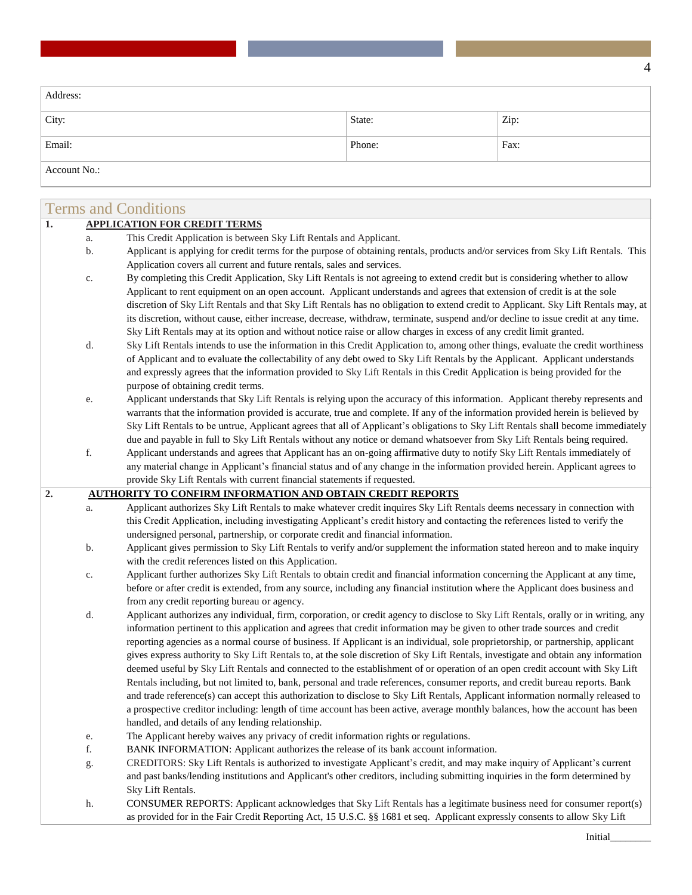| Address: | | |
|---|---|---|
| City: | State: | Zip: |
| Email: | Phone: | Fax: |
| Account No.: | | |

## Terms and Conditions

**1. APPLICATION FOR CREDIT TERMS**

a. This Credit Application is between Sky Lift Rentals and Applicant.

b. Applicant is applying for credit terms for the purpose of obtaining rentals, products and/or services from Sky Lift Rentals. This Application covers all current and future rentals, sales and services.

c. By completing this Credit Application, Sky Lift Rentals is not agreeing to extend credit but is considering whether to allow Applicant to rent equipment on an open account. Applicant understands and agrees that extension of credit is at the sole discretion of Sky Lift Rentals and that Sky Lift Rentals has no obligation to extend credit to Applicant. Sky Lift Rentals may, at its discretion, without cause, either increase, decrease, withdraw, terminate, suspend and/or decline to issue credit at any time. Sky Lift Rentals may at its option and without notice raise or allow charges in excess of any credit limit granted.

d. Sky Lift Rentals intends to use the information in this Credit Application to, among other things, evaluate the credit worthiness of Applicant and to evaluate the collectability of any debt owed to Sky Lift Rentals by the Applicant. Applicant understands and expressly agrees that the information provided to Sky Lift Rentals in this Credit Application is being provided for the purpose of obtaining credit terms.

e. Applicant understands that Sky Lift Rentals is relying upon the accuracy of this information. Applicant thereby represents and warrants that the information provided is accurate, true and complete. If any of the information provided herein is believed by Sky Lift Rentals to be untrue, Applicant agrees that all of Applicant's obligations to Sky Lift Rentals shall become immediately due and payable in full to Sky Lift Rentals without any notice or demand whatsoever from Sky Lift Rentals being required.

f. Applicant understands and agrees that Applicant has an on-going affirmative duty to notify Sky Lift Rentals immediately of any material change in Applicant's financial status and of any change in the information provided herein. Applicant agrees to provide Sky Lift Rentals with current financial statements if requested.

**2. AUTHORITY TO CONFIRM INFORMATION AND OBTAIN CREDIT REPORTS**

a. Applicant authorizes Sky Lift Rentals to make whatever credit inquires Sky Lift Rentals deems necessary in connection with this Credit Application, including investigating Applicant's credit history and contacting the references listed to verify the undersigned personal, partnership, or corporate credit and financial information.

b. Applicant gives permission to Sky Lift Rentals to verify and/or supplement the information stated hereon and to make inquiry with the credit references listed on this Application.

c. Applicant further authorizes Sky Lift Rentals to obtain credit and financial information concerning the Applicant at any time, before or after credit is extended, from any source, including any financial institution where the Applicant does business and from any credit reporting bureau or agency.

d. Applicant authorizes any individual, firm, corporation, or credit agency to disclose to Sky Lift Rentals, orally or in writing, any information pertinent to this application and agrees that credit information may be given to other trade sources and credit reporting agencies as a normal course of business. If Applicant is an individual, sole proprietorship, or partnership, applicant gives express authority to Sky Lift Rentals to, at the sole discretion of Sky Lift Rentals, investigate and obtain any information deemed useful by Sky Lift Rentals and connected to the establishment of or operation of an open credit account with Sky Lift Rentals including, but not limited to, bank, personal and trade references, consumer reports, and credit bureau reports. Bank and trade reference(s) can accept this authorization to disclose to Sky Lift Rentals, Applicant information normally released to a prospective creditor including: length of time account has been active, average monthly balances, how the account has been handled, and details of any lending relationship.

e. The Applicant hereby waives any privacy of credit information rights or regulations.

f. BANK INFORMATION: Applicant authorizes the release of its bank account information.

g. CREDITORS: Sky Lift Rentals is authorized to investigate Applicant's credit, and may make inquiry of Applicant's current and past banks/lending institutions and Applicant's other creditors, including submitting inquiries in the form determined by Sky Lift Rentals.

h. CONSUMER REPORTS: Applicant acknowledges that Sky Lift Rentals has a legitimate business need for consumer report(s) as provided for in the Fair Credit Reporting Act, 15 U.S.C. §§ 1681 et seq. Applicant expressly consents to allow Sky Lift

Initial________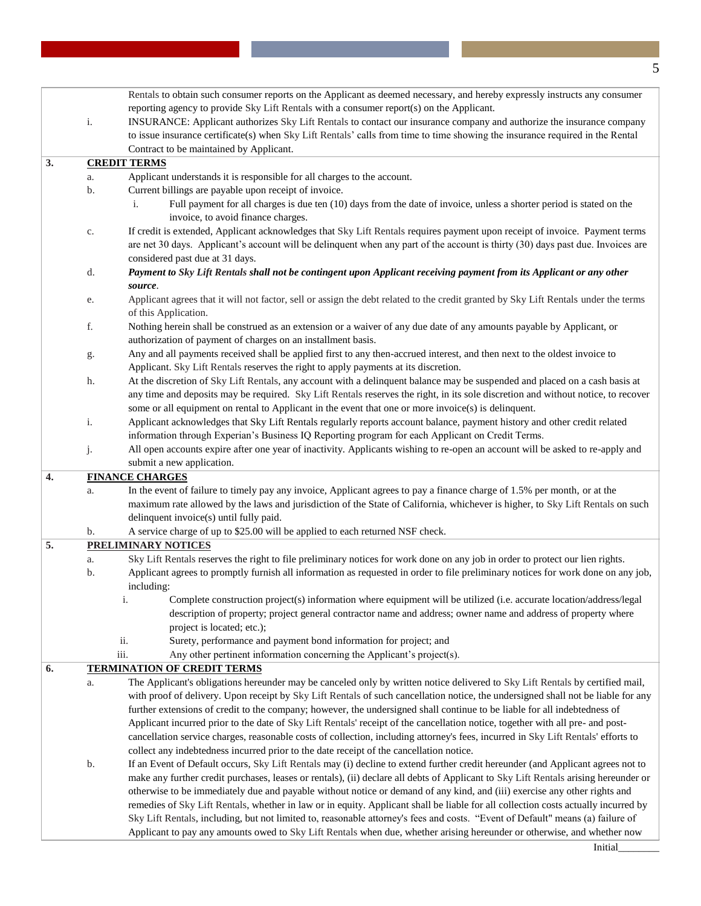Rentals to obtain such consumer reports on the Applicant as deemed necessary, and hereby expressly instructs any consumer reporting agency to provide Sky Lift Rentals with a consumer report(s) on the Applicant.

i. INSURANCE: Applicant authorizes Sky Lift Rentals to contact our insurance company and authorize the insurance company to issue insurance certificate(s) when Sky Lift Rentals' calls from time to time showing the insurance required in the Rental Contract to be maintained by Applicant.

**3. CREDIT TERMS**

a. Applicant understands it is responsible for all charges to the account.

b. Current billings are payable upon receipt of invoice.

   i. Full payment for all charges is due ten (10) days from the date of invoice, unless a shorter period is stated on the invoice, to avoid finance charges.

c. If credit is extended, Applicant acknowledges that Sky Lift Rentals requires payment upon receipt of invoice. Payment terms are net 30 days. Applicant's account will be delinquent when any part of the account is thirty (30) days past due. Invoices are considered past due at 31 days.

d. ***Payment to Sky Lift Rentals shall not be contingent upon Applicant receiving payment from its Applicant or any other source***.

e. Applicant agrees that it will not factor, sell or assign the debt related to the credit granted by Sky Lift Rentals under the terms of this Application.

f. Nothing herein shall be construed as an extension or a waiver of any due date of any amounts payable by Applicant, or authorization of payment of charges on an installment basis.

g. Any and all payments received shall be applied first to any then-accrued interest, and then next to the oldest invoice to Applicant. Sky Lift Rentals reserves the right to apply payments at its discretion.

h. At the discretion of Sky Lift Rentals, any account with a delinquent balance may be suspended and placed on a cash basis at any time and deposits may be required. Sky Lift Rentals reserves the right, in its sole discretion and without notice, to recover some or all equipment on rental to Applicant in the event that one or more invoice(s) is delinquent.

i. Applicant acknowledges that Sky Lift Rentals regularly reports account balance, payment history and other credit related information through Experian's Business IQ Reporting program for each Applicant on Credit Terms.

j. All open accounts expire after one year of inactivity. Applicants wishing to re-open an account will be asked to re-apply and submit a new application.

**4. FINANCE CHARGES**

a. In the event of failure to timely pay any invoice, Applicant agrees to pay a finance charge of 1.5% per month, or at the maximum rate allowed by the laws and jurisdiction of the State of California, whichever is higher, to Sky Lift Rentals on such delinquent invoice(s) until fully paid.

b. A service charge of up to $25.00 will be applied to each returned NSF check.

**5. PRELIMINARY NOTICES**

a. Sky Lift Rentals reserves the right to file preliminary notices for work done on any job in order to protect our lien rights.

b. Applicant agrees to promptly furnish all information as requested in order to file preliminary notices for work done on any job, including:

   i. Complete construction project(s) information where equipment will be utilized (i.e. accurate location/address/legal description of property; project general contractor name and address; owner name and address of property where project is located; etc.);

   ii. Surety, performance and payment bond information for project; and

   iii. Any other pertinent information concerning the Applicant's project(s).

**6. TERMINATION OF CREDIT TERMS**

a. The Applicant's obligations hereunder may be canceled only by written notice delivered to Sky Lift Rentals by certified mail, with proof of delivery. Upon receipt by Sky Lift Rentals of such cancellation notice, the undersigned shall not be liable for any further extensions of credit to the company; however, the undersigned shall continue to be liable for all indebtedness of Applicant incurred prior to the date of Sky Lift Rentals' receipt of the cancellation notice, together with all pre- and post-cancellation service charges, reasonable costs of collection, including attorney's fees, incurred in Sky Lift Rentals' efforts to collect any indebtedness incurred prior to the date receipt of the cancellation notice.

b. If an Event of Default occurs, Sky Lift Rentals may (i) decline to extend further credit hereunder (and Applicant agrees not to make any further credit purchases, leases or rentals), (ii) declare all debts of Applicant to Sky Lift Rentals arising hereunder or otherwise to be immediately due and payable without notice or demand of any kind, and (iii) exercise any other rights and remedies of Sky Lift Rentals, whether in law or in equity. Applicant shall be liable for all collection costs actually incurred by Sky Lift Rentals, including, but not limited to, reasonable attorney's fees and costs. "Event of Default" means (a) failure of Applicant to pay any amounts owed to Sky Lift Rentals when due, whether arising hereunder or otherwise, and whether now

Initial________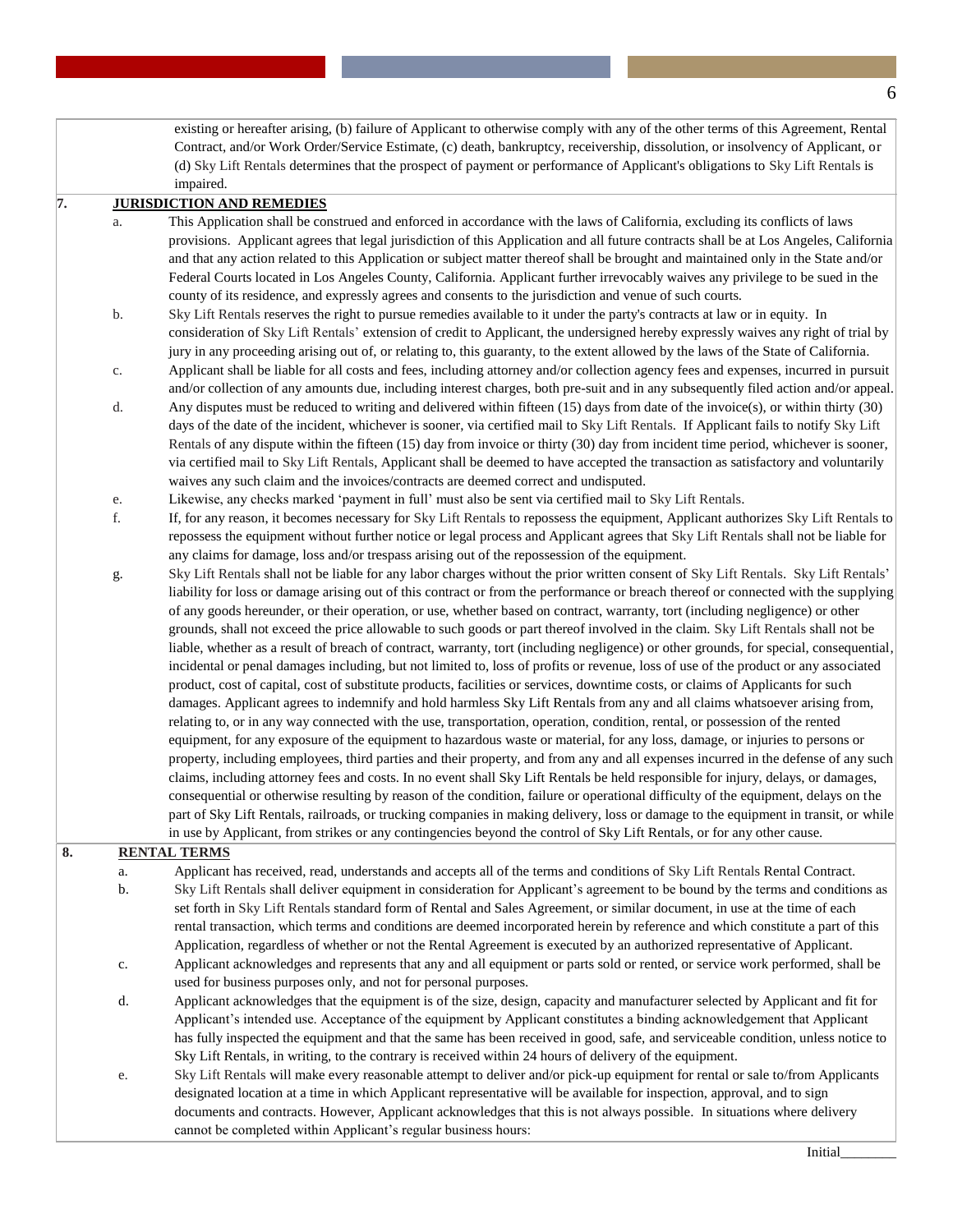existing or hereafter arising, (b) failure of Applicant to otherwise comply with any of the other terms of this Agreement, Rental Contract, and/or Work Order/Service Estimate, (c) death, bankruptcy, receivership, dissolution, or insolvency of Applicant, or (d) Sky Lift Rentals determines that the prospect of payment or performance of Applicant's obligations to Sky Lift Rentals is impaired.

**7. JURISDICTION AND REMEDIES**

a. This Application shall be construed and enforced in accordance with the laws of California, excluding its conflicts of laws provisions. Applicant agrees that legal jurisdiction of this Application and all future contracts shall be at Los Angeles, California and that any action related to this Application or subject matter thereof shall be brought and maintained only in the State and/or Federal Courts located in Los Angeles County, California. Applicant further irrevocably waives any privilege to be sued in the county of its residence, and expressly agrees and consents to the jurisdiction and venue of such courts.

b. Sky Lift Rentals reserves the right to pursue remedies available to it under the party's contracts at law or in equity. In consideration of Sky Lift Rentals' extension of credit to Applicant, the undersigned hereby expressly waives any right of trial by jury in any proceeding arising out of, or relating to, this guaranty, to the extent allowed by the laws of the State of California.

c. Applicant shall be liable for all costs and fees, including attorney and/or collection agency fees and expenses, incurred in pursuit and/or collection of any amounts due, including interest charges, both pre-suit and in any subsequently filed action and/or appeal.

d. Any disputes must be reduced to writing and delivered within fifteen (15) days from date of the invoice(s), or within thirty (30) days of the date of the incident, whichever is sooner, via certified mail to Sky Lift Rentals. If Applicant fails to notify Sky Lift Rentals of any dispute within the fifteen (15) day from invoice or thirty (30) day from incident time period, whichever is sooner, via certified mail to Sky Lift Rentals, Applicant shall be deemed to have accepted the transaction as satisfactory and voluntarily waives any such claim and the invoices/contracts are deemed correct and undisputed.

e. Likewise, any checks marked 'payment in full' must also be sent via certified mail to Sky Lift Rentals.

f. If, for any reason, it becomes necessary for Sky Lift Rentals to repossess the equipment, Applicant authorizes Sky Lift Rentals to repossess the equipment without further notice or legal process and Applicant agrees that Sky Lift Rentals shall not be liable for any claims for damage, loss and/or trespass arising out of the repossession of the equipment.

g. Sky Lift Rentals shall not be liable for any labor charges without the prior written consent of Sky Lift Rentals. Sky Lift Rentals' liability for loss or damage arising out of this contract or from the performance or breach thereof or connected with the supplying of any goods hereunder, or their operation, or use, whether based on contract, warranty, tort (including negligence) or other grounds, shall not exceed the price allowable to such goods or part thereof involved in the claim. Sky Lift Rentals shall not be liable, whether as a result of breach of contract, warranty, tort (including negligence) or other grounds, for special, consequential, incidental or penal damages including, but not limited to, loss of profits or revenue, loss of use of the product or any associated product, cost of capital, cost of substitute products, facilities or services, downtime costs, or claims of Applicants for such damages. Applicant agrees to indemnify and hold harmless Sky Lift Rentals from any and all claims whatsoever arising from, relating to, or in any way connected with the use, transportation, operation, condition, rental, or possession of the rented equipment, for any exposure of the equipment to hazardous waste or material, for any loss, damage, or injuries to persons or property, including employees, third parties and their property, and from any and all expenses incurred in the defense of any such claims, including attorney fees and costs. In no event shall Sky Lift Rentals be held responsible for injury, delays, or damages, consequential or otherwise resulting by reason of the condition, failure or operational difficulty of the equipment, delays on the part of Sky Lift Rentals, railroads, or trucking companies in making delivery, loss or damage to the equipment in transit, or while in use by Applicant, from strikes or any contingencies beyond the control of Sky Lift Rentals, or for any other cause.

**8. RENTAL TERMS**

a. Applicant has received, read, understands and accepts all of the terms and conditions of Sky Lift Rentals Rental Contract.

b. Sky Lift Rentals shall deliver equipment in consideration for Applicant's agreement to be bound by the terms and conditions as set forth in Sky Lift Rentals standard form of Rental and Sales Agreement, or similar document, in use at the time of each rental transaction, which terms and conditions are deemed incorporated herein by reference and which constitute a part of this Application, regardless of whether or not the Rental Agreement is executed by an authorized representative of Applicant.

c. Applicant acknowledges and represents that any and all equipment or parts sold or rented, or service work performed, shall be used for business purposes only, and not for personal purposes.

d. Applicant acknowledges that the equipment is of the size, design, capacity and manufacturer selected by Applicant and fit for Applicant's intended use. Acceptance of the equipment by Applicant constitutes a binding acknowledgement that Applicant has fully inspected the equipment and that the same has been received in good, safe, and serviceable condition, unless notice to Sky Lift Rentals, in writing, to the contrary is received within 24 hours of delivery of the equipment.

e. Sky Lift Rentals will make every reasonable attempt to deliver and/or pick-up equipment for rental or sale to/from Applicants designated location at a time in which Applicant representative will be available for inspection, approval, and to sign documents and contracts. However, Applicant acknowledges that this is not always possible. In situations where delivery cannot be completed within Applicant's regular business hours:

Initial________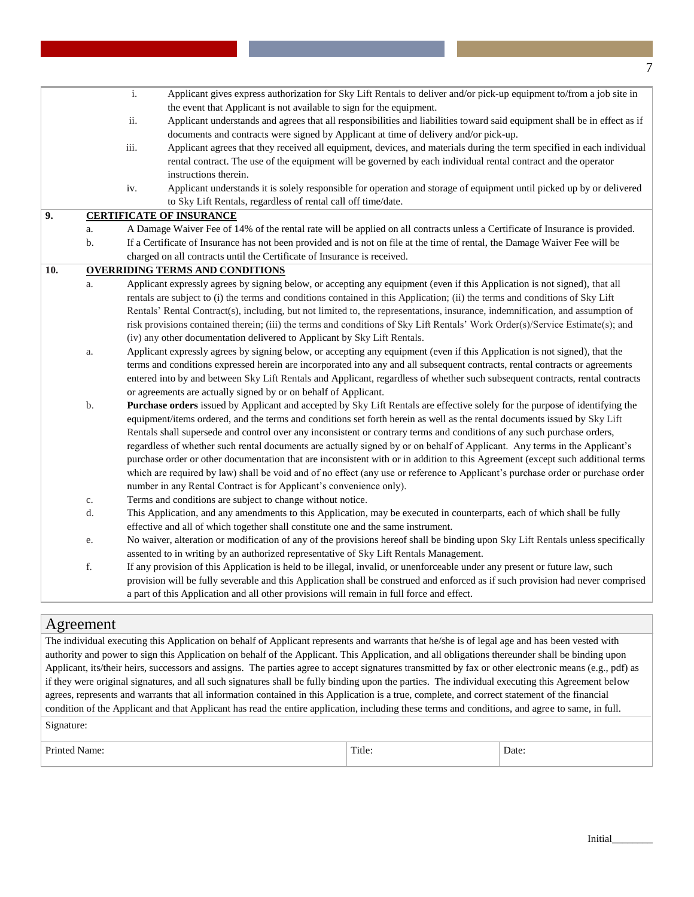i. Applicant gives express authorization for Sky Lift Rentals to deliver and/or pick-up equipment to/from a job site in the event that Applicant is not available to sign for the equipment.

ii. Applicant understands and agrees that all responsibilities and liabilities toward said equipment shall be in effect as if documents and contracts were signed by Applicant at time of delivery and/or pick-up.

iii. Applicant agrees that they received all equipment, devices, and materials during the term specified in each individual rental contract. The use of the equipment will be governed by each individual rental contract and the operator instructions therein.

iv. Applicant understands it is solely responsible for operation and storage of equipment until picked up by or delivered to Sky Lift Rentals, regardless of rental call off time/date.

**9. CERTIFICATE OF INSURANCE**

a. A Damage Waiver Fee of 14% of the rental rate will be applied on all contracts unless a Certificate of Insurance is provided.

b. If a Certificate of Insurance has not been provided and is not on file at the time of rental, the Damage Waiver Fee will be charged on all contracts until the Certificate of Insurance is received.

**10. OVERRIDING TERMS AND CONDITIONS**

a. Applicant expressly agrees by signing below, or accepting any equipment (even if this Application is not signed), that all rentals are subject to (i) the terms and conditions contained in this Application; (ii) the terms and conditions of Sky Lift Rentals' Rental Contract(s), including, but not limited to, the representations, insurance, indemnification, and assumption of risk provisions contained therein; (iii) the terms and conditions of Sky Lift Rentals' Work Order(s)/Service Estimate(s); and (iv) any other documentation delivered to Applicant by Sky Lift Rentals.

a. Applicant expressly agrees by signing below, or accepting any equipment (even if this Application is not signed), that the terms and conditions expressed herein are incorporated into any and all subsequent contracts, rental contracts or agreements entered into by and between Sky Lift Rentals and Applicant, regardless of whether such subsequent contracts, rental contracts or agreements are actually signed by or on behalf of Applicant.

b. **Purchase orders** issued by Applicant and accepted by Sky Lift Rentals are effective solely for the purpose of identifying the equipment/items ordered, and the terms and conditions set forth herein as well as the rental documents issued by Sky Lift Rentals shall supersede and control over any inconsistent or contrary terms and conditions of any such purchase orders, regardless of whether such rental documents are actually signed by or on behalf of Applicant. Any terms in the Applicant's purchase order or other documentation that are inconsistent with or in addition to this Agreement (except such additional terms which are required by law) shall be void and of no effect (any use or reference to Applicant's purchase order or purchase order number in any Rental Contract is for Applicant's convenience only).

c. Terms and conditions are subject to change without notice.

d. This Application, and any amendments to this Application, may be executed in counterparts, each of which shall be fully effective and all of which together shall constitute one and the same instrument.

e. No waiver, alteration or modification of any of the provisions hereof shall be binding upon Sky Lift Rentals unless specifically assented to in writing by an authorized representative of Sky Lift Rentals Management.

f. If any provision of this Application is held to be illegal, invalid, or unenforceable under any present or future law, such provision will be fully severable and this Application shall be construed and enforced as if such provision had never comprised a part of this Application and all other provisions will remain in full force and effect.

## Agreement

The individual executing this Application on behalf of Applicant represents and warrants that he/she is of legal age and has been vested with authority and power to sign this Application on behalf of the Applicant. This Application, and all obligations thereunder shall be binding upon Applicant, its/their heirs, successors and assigns. The parties agree to accept signatures transmitted by fax or other electronic means (e.g., pdf) as if they were original signatures, and all such signatures shall be fully binding upon the parties. The individual executing this Agreement below agrees, represents and warrants that all information contained in this Application is a true, complete, and correct statement of the financial condition of the Applicant and that Applicant has read the entire application, including these terms and conditions, and agree to same, in full.

Signature:

| Printed Name: | Title: | Date: |
|---|---|---|

Initial________